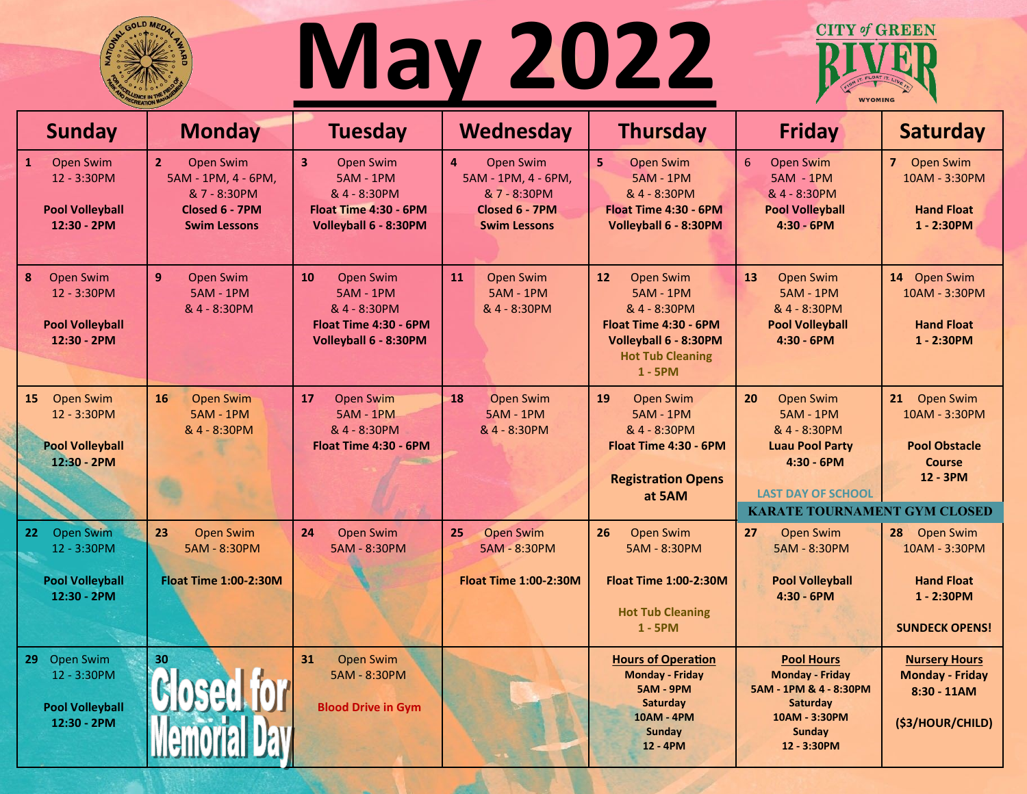# May 2022

CITY of GREEN RIVER WYOMING

| Sunday | Monday | Tuesday | Wednesday | Thursday | Friday | Saturday |
|---|---|---|---|---|---|---|
| 1 Open Swim 12 - 3:30PM<br><br>**Pool Volleyball 12:30 - 2PM** | 2 Open Swim 5AM - 1PM, 4 - 6PM, & 7 - 8:30PM<br>**Closed 6 - 7PM Swim Lessons** | 3 Open Swim 5AM - 1PM & 4 - 8:30PM<br>**Float Time 4:30 - 6PM**<br>**Volleyball 6 - 8:30PM** | 4 Open Swim 5AM - 1PM, 4 - 6PM, & 7 - 8:30PM<br>**Closed 6 - 7PM Swim Lessons** | 5 Open Swim 5AM - 1PM & 4 - 8:30PM<br>**Float Time 4:30 - 6PM**<br>**Volleyball 6 - 8:30PM** | 6 Open Swim 5AM - 1PM & 4 - 8:30PM<br>**Pool Volleyball 4:30 - 6PM** | 7 Open Swim 10AM - 3:30PM<br><br>**Hand Float 1 - 2:30PM** |
| 8 Open Swim 12 - 3:30PM<br><br>**Pool Volleyball 12:30 - 2PM** | 9 Open Swim 5AM - 1PM & 4 - 8:30PM | 10 Open Swim 5AM - 1PM & 4 - 8:30PM<br>**Float Time 4:30 - 6PM**<br>**Volleyball 6 - 8:30PM** | 11 Open Swim 5AM - 1PM & 4 - 8:30PM | 12 Open Swim 5AM - 1PM & 4 - 8:30PM<br>**Float Time 4:30 - 6PM**<br>**Volleyball 6 - 8:30PM**<br>**Hot Tub Cleaning 1 - 5PM** | 13 Open Swim 5AM - 1PM & 4 - 8:30PM<br>**Pool Volleyball 4:30 - 6PM** | 14 Open Swim 10AM - 3:30PM<br><br>**Hand Float 1 - 2:30PM** |
| 15 Open Swim 12 - 3:30PM<br><br>**Pool Volleyball 12:30 - 2PM** | 16 Open Swim 5AM - 1PM & 4 - 8:30PM | 17 Open Swim 5AM - 1PM & 4 - 8:30PM<br>**Float Time 4:30 - 6PM** | 18 Open Swim 5AM - 1PM & 4 - 8:30PM | 19 Open Swim 5AM - 1PM & 4 - 8:30PM<br>**Float Time 4:30 - 6PM**<br><br>**Registration Opens at 5AM** | 20 Open Swim 5AM - 1PM & 4 - 8:30PM<br>**Luau Pool Party 4:30 - 6PM**<br><br>**LAST DAY OF SCHOOL**<br>**KARATE TOURNAMENT GYM CLOSED** | 21 Open Swim 10AM - 3:30PM<br><br>**Pool Obstacle Course 12 - 3PM**<br>**KARATE TOURNAMENT GYM CLOSED** |
| 22 Open Swim 12 - 3:30PM<br><br>**Pool Volleyball 12:30 - 2PM** | 23 Open Swim 5AM - 8:30PM<br><br>**Float Time 1:00-2:30M** | 24 Open Swim 5AM - 8:30PM | 25 Open Swim 5AM - 8:30PM<br><br>**Float Time 1:00-2:30M** | 26 Open Swim 5AM - 8:30PM<br><br>**Float Time 1:00-2:30M**<br><br>**Hot Tub Cleaning 1 - 5PM** | 27 Open Swim 5AM - 8:30PM<br><br>**Pool Volleyball 4:30 - 6PM** | 28 Open Swim 10AM - 3:30PM<br><br>**Hand Float 1 - 2:30PM**<br><br>**SUNDECK OPENS!** |
| 29 Open Swim 12 - 3:30PM<br><br>**Pool Volleyball 12:30 - 2PM** | 30 **Closed for Memorial Day** | 31 Open Swim 5AM - 8:30PM<br><br>**Blood Drive in Gym** | | **Hours of Operation**<br>**Monday - Friday 5AM - 9PM**<br>**Saturday 10AM - 4PM**<br>**Sunday 12 - 4PM** | **Pool Hours**<br>**Monday - Friday 5AM - 1PM & 4 - 8:30PM**<br>**Saturday 10AM - 3:30PM**<br>**Sunday 12 - 3:30PM** | **Nursery Hours**<br>**Monday - Friday 8:30 - 11AM**<br><br>**($3/HOUR/CHILD)** |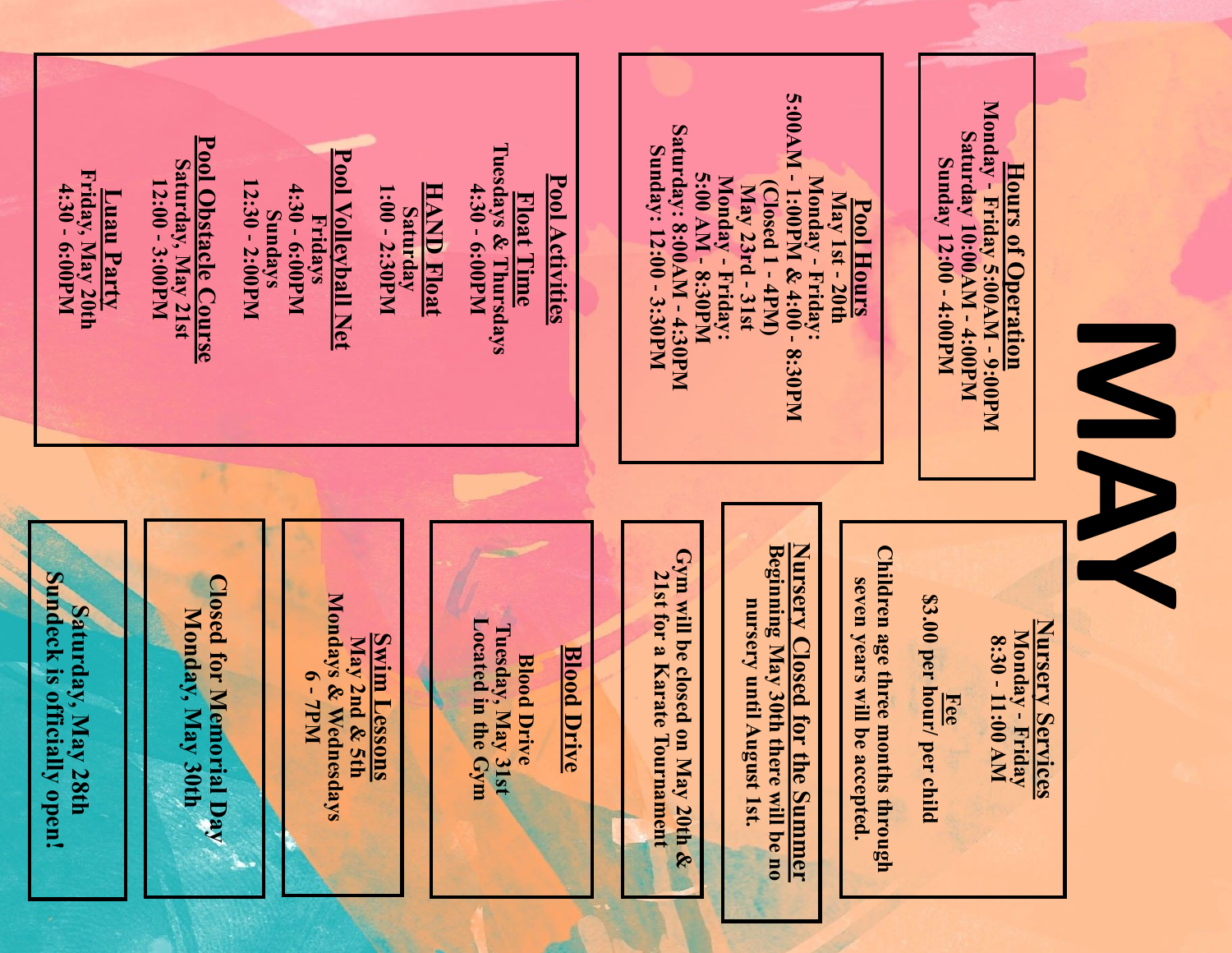# MAY

## Hours of Operation

Monday - Friday 5:00AM - 9:00PM
Saturday 10:00AM - 4:00PM
Sunday 12:00 - 4:00PM

## Pool Hours

**May 1st - 20th**
Monday - Friday:
5:00AM - 1:00PM & 4:00 - 8:30PM
(Closed 1 - 4PM)

**May 23rd - 31st**
Monday - Friday:
5:00 AM - 8:30PM
Saturday: 8:00AM - 4:30PM
Sunday: 12:00 - 3:30PM

## Pool Activities

**Float Time**
Tuesdays & Thursdays
4:30 - 6:00PM

**HAND Float**
Saturday
1:00 - 2:30PM

**Pool Volleyball Net**
Fridays
4:30 - 6:00PM
Sundays
12:30 - 2:00PM

**Pool Obstacle Course**
Saturday, May 21st
12:00 - 3:00PM

**Luau Party**
Friday, May 20th
4:30 - 6:00PM

## Nursery Services

Monday - Friday
8:30 - 11:00 AM

**Fee**
$3.00 per hour/ per child

Children age three months through seven years will be accepted.

## Nursery Closed for the Summer

Beginning May 30th there will be no nursery until August 1st.

Gym will be closed on May 20th & 21st for a Karate Tournament

## Blood Drive

Blood Drive
Tuesday, May 31st
Located in the Gym

## Swim Lessons

May 2nd & 5th
Mondays & Wednesdays
6 - 7PM

**Closed for Memorial Day**
**Monday, May 30th**

**Saturday, May 28th**
**Sundeck is officially open!**